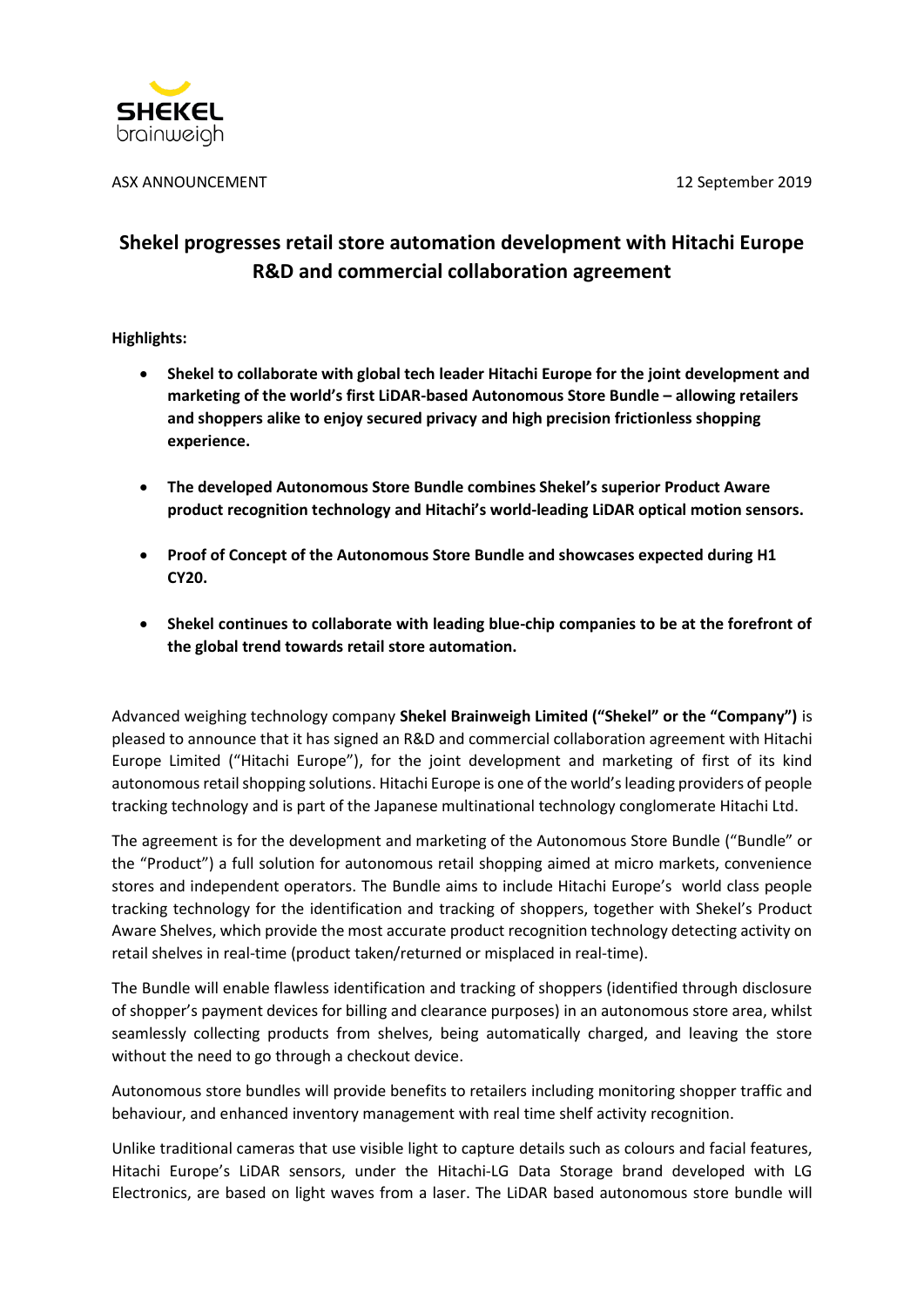ASX ANNOUNCEMENT 12 September 2019

# Shekel progresses retail store automation development with Hitachi Europe R&D and commercial collaboration agreement

**Highlights:**

- **Shekel to collaborate with global tech leader Hitachi Europe for the joint development and marketing of the world's first LiDAR-based Autonomous Store Bundle – allowing retailers and shoppers alike to enjoy secured privacy and high precision frictionless shopping experience.**
- **The developed Autonomous Store Bundle combines Shekel's superior Product Aware product recognition technology and Hitachi's world-leading LiDAR optical motion sensors.**
- **Proof of Concept of the Autonomous Store Bundle and showcases expected during H1 CY20.**
- **Shekel continues to collaborate with leading blue-chip companies to be at the forefront of the global trend towards retail store automation.**

Advanced weighing technology company **Shekel Brainweigh Limited ("Shekel" or the "Company")** is pleased to announce that it has signed an R&D and commercial collaboration agreement with Hitachi Europe Limited ("Hitachi Europe"), for the joint development and marketing of first of its kind autonomous retail shopping solutions. Hitachi Europe is one of the world's leading providers of people tracking technology and is part of the Japanese multinational technology conglomerate Hitachi Ltd.

The agreement is for the development and marketing of the Autonomous Store Bundle ("Bundle" or the "Product") a full solution for autonomous retail shopping aimed at micro markets, convenience stores and independent operators. The Bundle aims to include Hitachi Europe's world class people tracking technology for the identification and tracking of shoppers, together with Shekel's Product Aware Shelves, which provide the most accurate product recognition technology detecting activity on retail shelves in real-time (product taken/returned or misplaced in real-time).

The Bundle will enable flawless identification and tracking of shoppers (identified through disclosure of shopper's payment devices for billing and clearance purposes) in an autonomous store area, whilst seamlessly collecting products from shelves, being automatically charged, and leaving the store without the need to go through a checkout device.

Autonomous store bundles will provide benefits to retailers including monitoring shopper traffic and behaviour, and enhanced inventory management with real time shelf activity recognition.

Unlike traditional cameras that use visible light to capture details such as colours and facial features, Hitachi Europe's LiDAR sensors, under the Hitachi-LG Data Storage brand developed with LG Electronics, are based on light waves from a laser. The LiDAR based autonomous store bundle will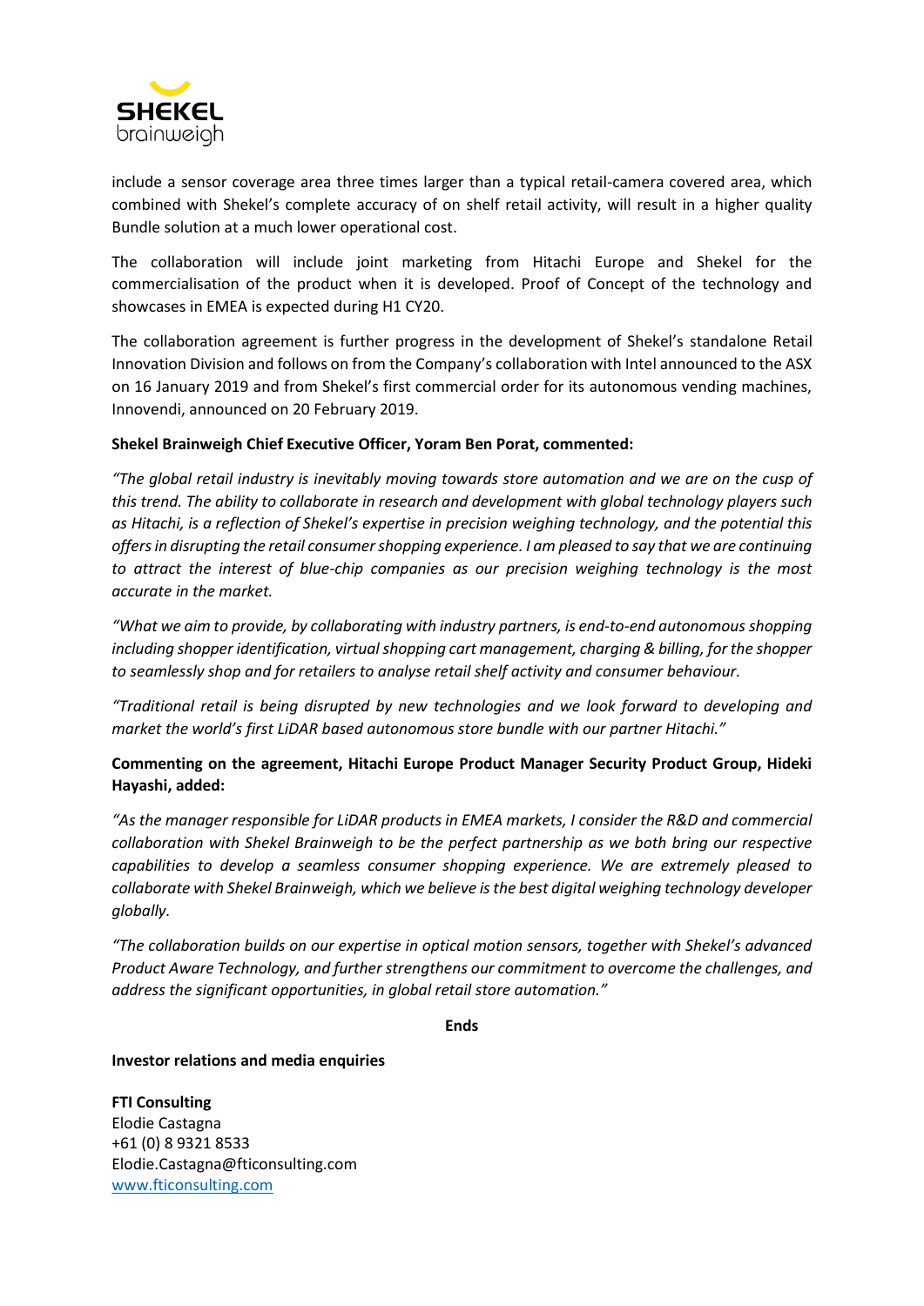include a sensor coverage area three times larger than a typical retail-camera covered area, which combined with Shekel's complete accuracy of on shelf retail activity, will result in a higher quality Bundle solution at a much lower operational cost.

The collaboration will include joint marketing from Hitachi Europe and Shekel for the commercialisation of the product when it is developed. Proof of Concept of the technology and showcases in EMEA is expected during H1 CY20.

The collaboration agreement is further progress in the development of Shekel's standalone Retail Innovation Division and follows on from the Company's collaboration with Intel announced to the ASX on 16 January 2019 and from Shekel's first commercial order for its autonomous vending machines, Innovendi, announced on 20 February 2019.

**Shekel Brainweigh Chief Executive Officer, Yoram Ben Porat, commented:**

*"The global retail industry is inevitably moving towards store automation and we are on the cusp of this trend. The ability to collaborate in research and development with global technology players such as Hitachi, is a reflection of Shekel's expertise in precision weighing technology, and the potential this offers in disrupting the retail consumer shopping experience. I am pleased to say that we are continuing to attract the interest of blue-chip companies as our precision weighing technology is the most accurate in the market.*

*"What we aim to provide, by collaborating with industry partners, is end-to-end autonomous shopping including shopper identification, virtual shopping cart management, charging & billing, for the shopper to seamlessly shop and for retailers to analyse retail shelf activity and consumer behaviour.*

*"Traditional retail is being disrupted by new technologies and we look forward to developing and market the world's first LiDAR based autonomous store bundle with our partner Hitachi."*

**Commenting on the agreement, Hitachi Europe Product Manager Security Product Group, Hideki Hayashi, added:**

*"As the manager responsible for LiDAR products in EMEA markets, I consider the R&D and commercial collaboration with Shekel Brainweigh to be the perfect partnership as we both bring our respective capabilities to develop a seamless consumer shopping experience. We are extremely pleased to collaborate with Shekel Brainweigh, which we believe is the best digital weighing technology developer globally.*

*"The collaboration builds on our expertise in optical motion sensors, together with Shekel's advanced Product Aware Technology, and further strengthens our commitment to overcome the challenges, and address the significant opportunities, in global retail store automation."*

**Ends**

**Investor relations and media enquiries**

**FTI Consulting**
Elodie Castagna
+61 (0) 8 9321 8533
Elodie.Castagna@fticonsulting.com
www.fticonsulting.com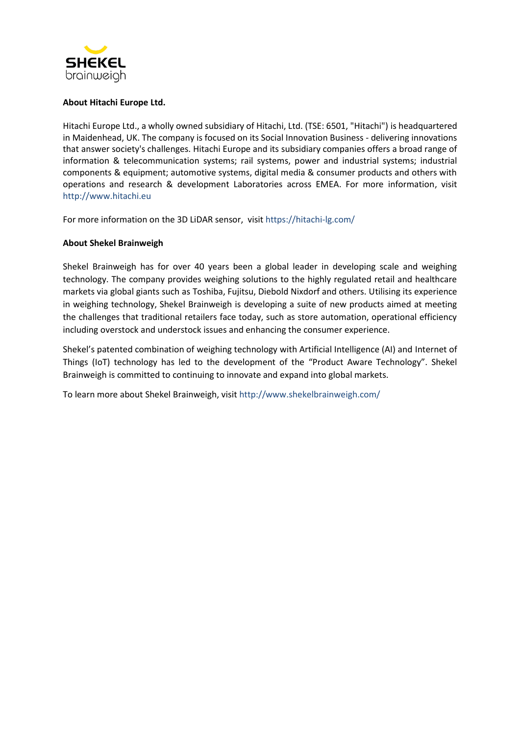**About Hitachi Europe Ltd.**

Hitachi Europe Ltd., a wholly owned subsidiary of Hitachi, Ltd. (TSE: 6501, "Hitachi") is headquartered in Maidenhead, UK. The company is focused on its Social Innovation Business - delivering innovations that answer society's challenges. Hitachi Europe and its subsidiary companies offers a broad range of information & telecommunication systems; rail systems, power and industrial systems; industrial components & equipment; automotive systems, digital media & consumer products and others with operations and research & development Laboratories across EMEA. For more information, visit http://www.hitachi.eu

For more information on the 3D LiDAR sensor, visit https://hitachi-lg.com/

**About Shekel Brainweigh**

Shekel Brainweigh has for over 40 years been a global leader in developing scale and weighing technology. The company provides weighing solutions to the highly regulated retail and healthcare markets via global giants such as Toshiba, Fujitsu, Diebold Nixdorf and others. Utilising its experience in weighing technology, Shekel Brainweigh is developing a suite of new products aimed at meeting the challenges that traditional retailers face today, such as store automation, operational efficiency including overstock and understock issues and enhancing the consumer experience.

Shekel's patented combination of weighing technology with Artificial Intelligence (AI) and Internet of Things (IoT) technology has led to the development of the "Product Aware Technology". Shekel Brainweigh is committed to continuing to innovate and expand into global markets.

To learn more about Shekel Brainweigh, visit http://www.shekelbrainweigh.com/